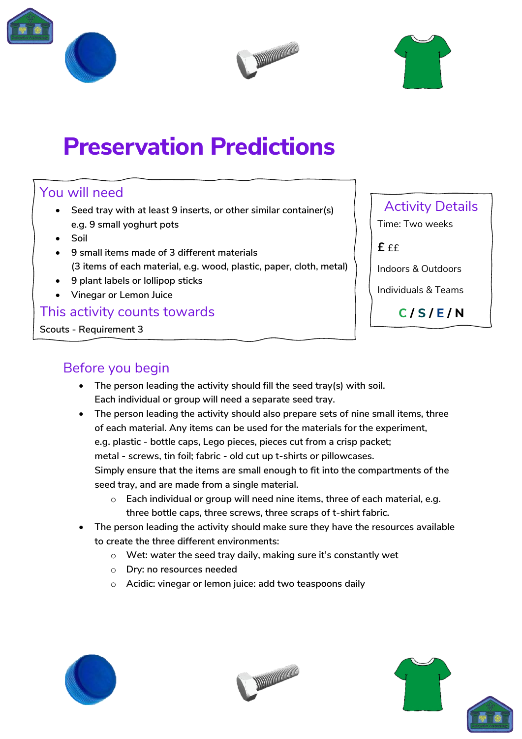# Preservation Predictions

## You will need

- Seed tray with at least 9 inserts, or other similar container(s) e.g. 9 small yoghurt pots
- Soil
- 9 small items made of 3 different materials (3 items of each material, e.g. wood, plastic, paper, cloth, metal)
- 9 plant labels or lollipop sticks
- Vinegar or Lemon Juice

## This activity counts towards

Scouts - Requirement 3

## Activity Details

Time: Two weeks

£ ££

Indoors & Outdoors

Individuals & Teams

C / S / E / N

## Before you begin

- The person leading the activity should fill the seed tray(s) with soil. Each individual or group will need a separate seed tray.
- The person leading the activity should also prepare sets of nine small items, three of each material. Any items can be used for the materials for the experiment, e.g. plastic - bottle caps, Lego pieces, pieces cut from a crisp packet; metal - screws, tin foil; fabric - old cut up t-shirts or pillowcases. Simply ensure that the items are small enough to fit into the compartments of the seed tray, and are made from a single material.
  - Each individual or group will need nine items, three of each material, e.g. three bottle caps, three screws, three scraps of t-shirt fabric.
- The person leading the activity should make sure they have the resources available to create the three different environments:
  - Wet: water the seed tray daily, making sure it's constantly wet
  - Dry: no resources needed
  - Acidic: vinegar or lemon juice: add two teaspoons daily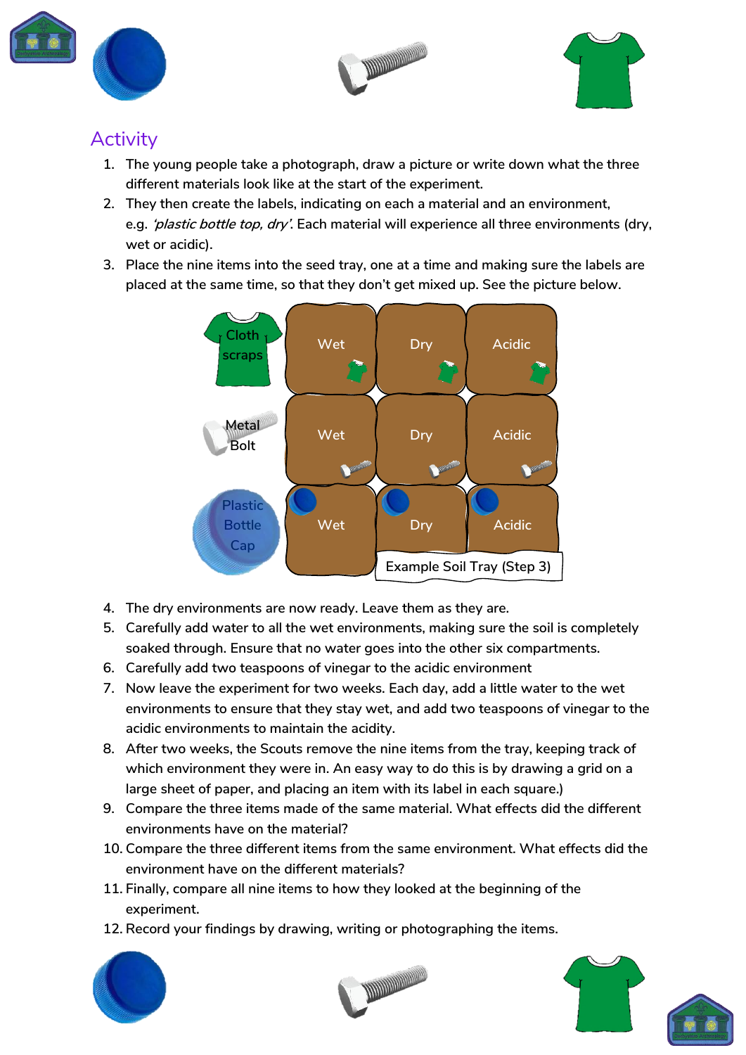## Activity

1. The young people take a photograph, draw a picture or write down what the three different materials look like at the start of the experiment.
2. They then create the labels, indicating on each a material and an environment, e.g. *'plastic bottle top, dry'*. Each material will experience all three environments (dry, wet or acidic).
3. Place the nine items into the seed tray, one at a time and making sure the labels are placed at the same time, so that they don't get mixed up. See the picture below.

| | | | |
|---|---|---|---|
| Cloth scraps | Wet | Dry | Acidic |
| Metal Bolt | Wet | Dry | Acidic |
| Plastic Bottle Cap | Wet | Dry | Acidic |

Example Soil Tray (Step 3)

4. The dry environments are now ready. Leave them as they are.
5. Carefully add water to all the wet environments, making sure the soil is completely soaked through. Ensure that no water goes into the other six compartments.
6. Carefully add two teaspoons of vinegar to the acidic environment
7. Now leave the experiment for two weeks. Each day, add a little water to the wet environments to ensure that they stay wet, and add two teaspoons of vinegar to the acidic environments to maintain the acidity.
8. After two weeks, the Scouts remove the nine items from the tray, keeping track of which environment they were in. An easy way to do this is by drawing a grid on a large sheet of paper, and placing an item with its label in each square.)
9. Compare the three items made of the same material. What effects did the different environments have on the material?
10. Compare the three different items from the same environment. What effects did the environment have on the different materials?
11. Finally, compare all nine items to how they looked at the beginning of the experiment.
12. Record your findings by drawing, writing or photographing the items.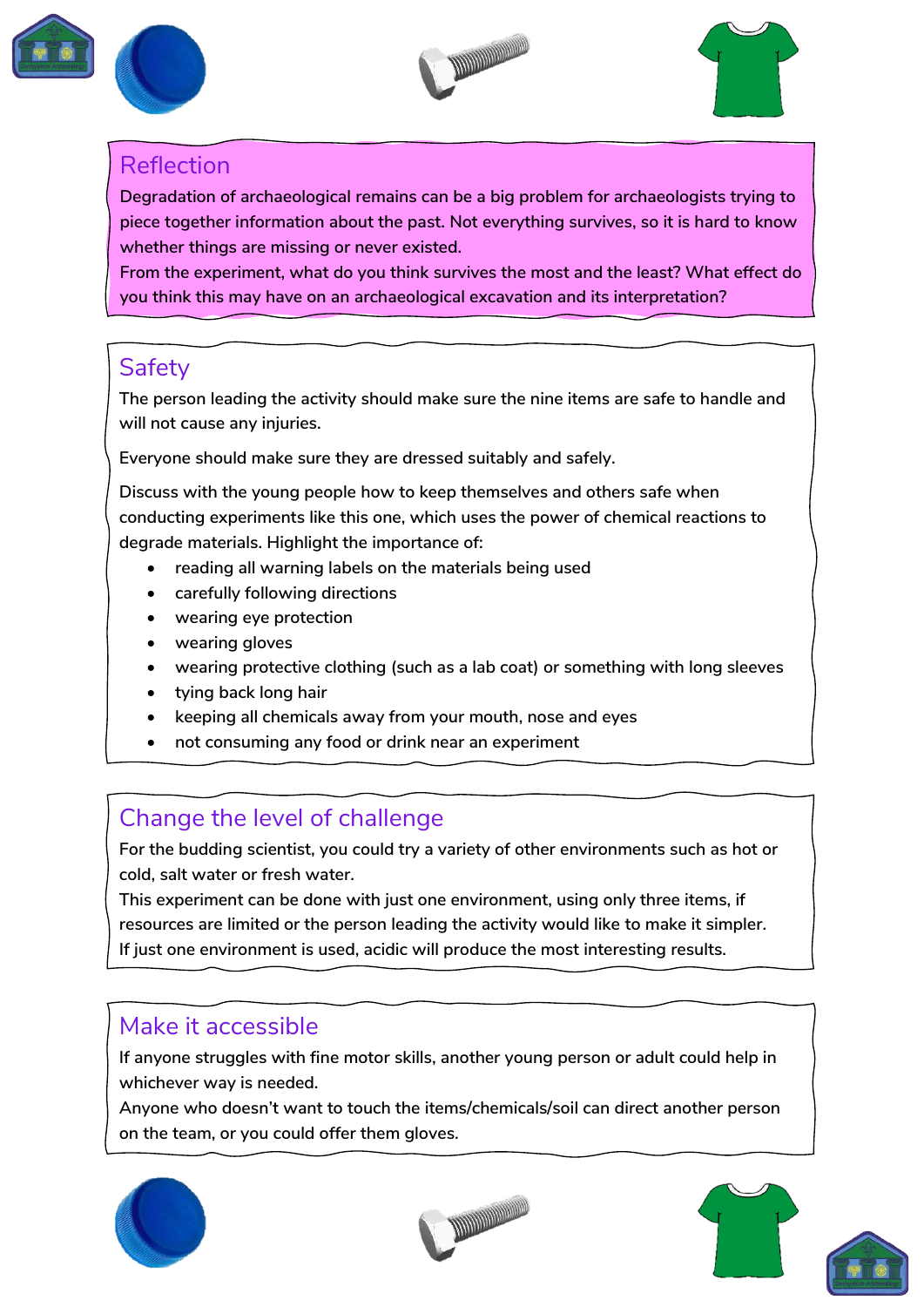## Reflection

Degradation of archaeological remains can be a big problem for archaeologists trying to piece together information about the past. Not everything survives, so it is hard to know whether things are missing or never existed.

From the experiment, what do you think survives the most and the least? What effect do you think this may have on an archaeological excavation and its interpretation?

## Safety

The person leading the activity should make sure the nine items are safe to handle and will not cause any injuries.

Everyone should make sure they are dressed suitably and safely.

Discuss with the young people how to keep themselves and others safe when conducting experiments like this one, which uses the power of chemical reactions to degrade materials. Highlight the importance of:

- reading all warning labels on the materials being used
- carefully following directions
- wearing eye protection
- wearing gloves
- wearing protective clothing (such as a lab coat) or something with long sleeves
- tying back long hair
- keeping all chemicals away from your mouth, nose and eyes
- not consuming any food or drink near an experiment

## Change the level of challenge

For the budding scientist, you could try a variety of other environments such as hot or cold, salt water or fresh water.

This experiment can be done with just one environment, using only three items, if resources are limited or the person leading the activity would like to make it simpler.

If just one environment is used, acidic will produce the most interesting results.

## Make it accessible

If anyone struggles with fine motor skills, another young person or adult could help in whichever way is needed.

Anyone who doesn't want to touch the items/chemicals/soil can direct another person on the team, or you could offer them gloves.